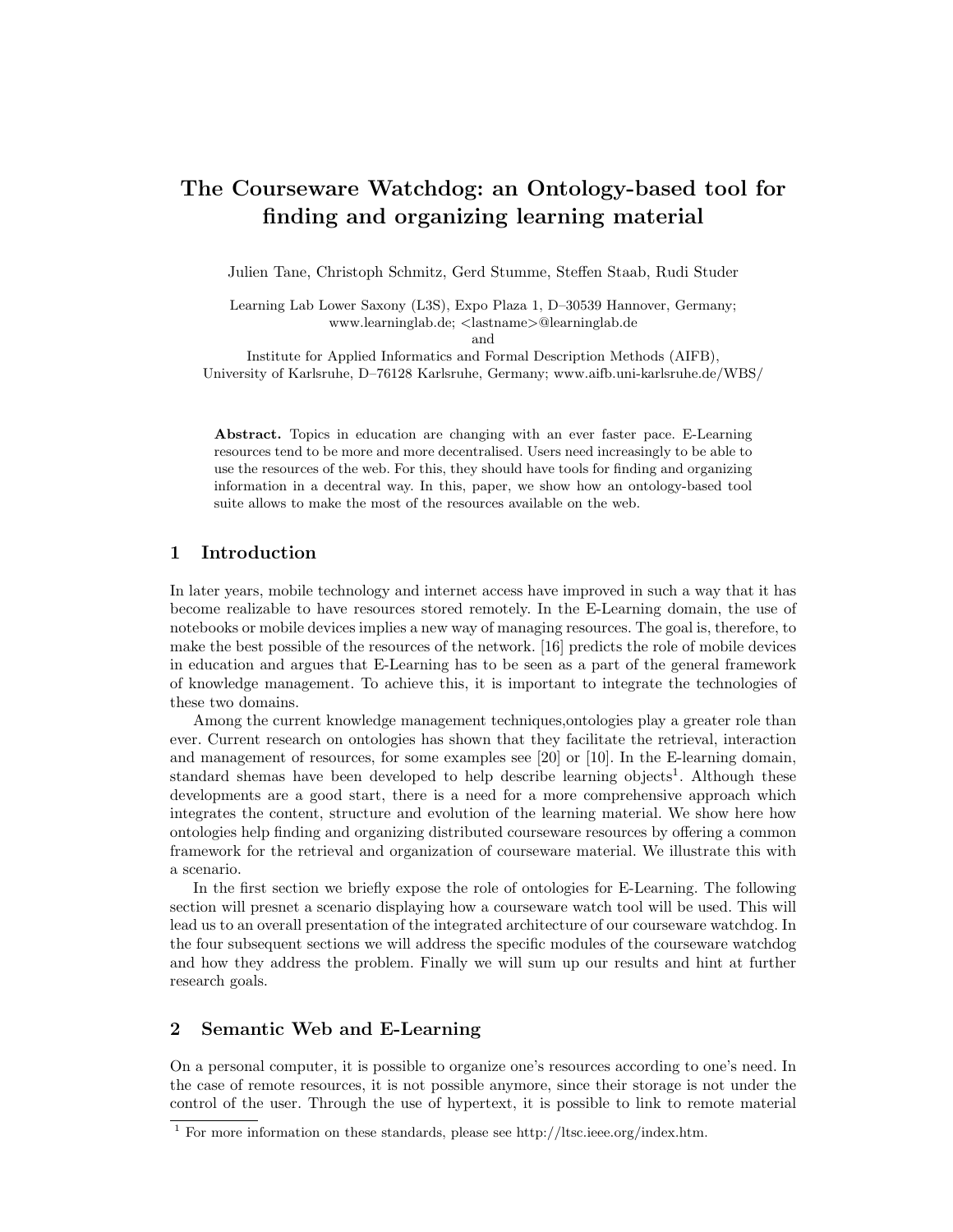# The Courseware Watchdog: an Ontology-based tool for finding and organizing learning material

Julien Tane, Christoph Schmitz, Gerd Stumme, Steffen Staab, Rudi Studer

Learning Lab Lower Saxony (L3S), Expo Plaza 1, D–30539 Hannover, Germany; www.learninglab.de; <lastname>@learninglab.de
and
Institute for Applied Informatics and Formal Description Methods (AIFB), University of Karlsruhe, D–76128 Karlsruhe, Germany; www.aifb.uni-karlsruhe.de/WBS/

**Abstract.** Topics in education are changing with an ever faster pace. E-Learning resources tend to be more and more decentralised. Users need increasingly to be able to use the resources of the web. For this, they should have tools for finding and organizing information in a decentral way. In this, paper, we show how an ontology-based tool suite allows to make the most of the resources available on the web.

## 1 Introduction

In later years, mobile technology and internet access have improved in such a way that it has become realizable to have resources stored remotely. In the E-Learning domain, the use of notebooks or mobile devices implies a new way of managing resources. The goal is, therefore, to make the best possible of the resources of the network. [16] predicts the role of mobile devices in education and argues that E-Learning has to be seen as a part of the general framework of knowledge management. To achieve this, it is important to integrate the technologies of these two domains.

Among the current knowledge management techniques,ontologies play a greater role than ever. Current research on ontologies has shown that they facilitate the retrieval, interaction and management of resources, for some examples see [20] or [10]. In the E-learning domain, standard shemas have been developed to help describe learning objects[1]. Although these developments are a good start, there is a need for a more comprehensive approach which integrates the content, structure and evolution of the learning material. We show here how ontologies help finding and organizing distributed courseware resources by offering a common framework for the retrieval and organization of courseware material. We illustrate this with a scenario.

In the first section we briefly expose the role of ontologies for E-Learning. The following section will presnet a scenario displaying how a courseware watch tool will be used. This will lead us to an overall presentation of the integrated architecture of our courseware watchdog. In the four subsequent sections we will address the specific modules of the courseware watchdog and how they address the problem. Finally we will sum up our results and hint at further research goals.

## 2 Semantic Web and E-Learning

On a personal computer, it is possible to organize one's resources according to one's need. In the case of remote resources, it is not possible anymore, since their storage is not under the control of the user. Through the use of hypertext, it is possible to link to remote material

[1] For more information on these standards, please see http://ltsc.ieee.org/index.htm.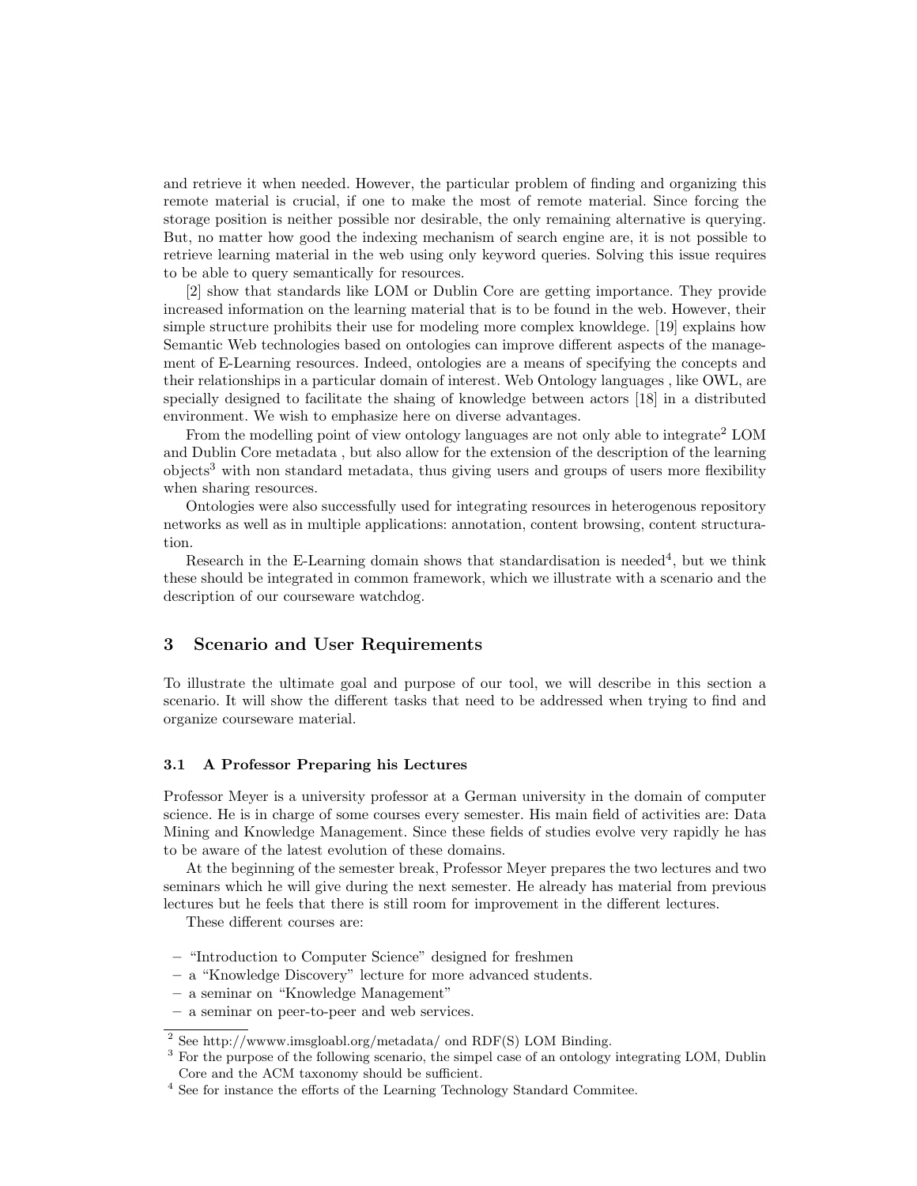and retrieve it when needed. However, the particular problem of finding and organizing this remote material is crucial, if one to make the most of remote material. Since forcing the storage position is neither possible nor desirable, the only remaining alternative is querying. But, no matter how good the indexing mechanism of search engine are, it is not possible to retrieve learning material in the web using only keyword queries. Solving this issue requires to be able to query semantically for resources.

[2] show that standards like LOM or Dublin Core are getting importance. They provide increased information on the learning material that is to be found in the web. However, their simple structure prohibits their use for modeling more complex knowldege. [19] explains how Semantic Web technologies based on ontologies can improve different aspects of the management of E-Learning resources. Indeed, ontologies are a means of specifying the concepts and their relationships in a particular domain of interest. Web Ontology languages , like OWL, are specially designed to facilitate the shaing of knowledge between actors [18] in a distributed environment. We wish to emphasize here on diverse advantages.

From the modelling point of view ontology languages are not only able to integrate[2] LOM and Dublin Core metadata , but also allow for the extension of the description of the learning objects[3] with non standard metadata, thus giving users and groups of users more flexibility when sharing resources.

Ontologies were also successfully used for integrating resources in heterogenous repository networks as well as in multiple applications: annotation, content browsing, content structuration.

Research in the E-Learning domain shows that standardisation is needed[4], but we think these should be integrated in common framework, which we illustrate with a scenario and the description of our courseware watchdog.

## 3 Scenario and User Requirements

To illustrate the ultimate goal and purpose of our tool, we will describe in this section a scenario. It will show the different tasks that need to be addressed when trying to find and organize courseware material.

### 3.1 A Professor Preparing his Lectures

Professor Meyer is a university professor at a German university in the domain of computer science. He is in charge of some courses every semester. His main field of activities are: Data Mining and Knowledge Management. Since these fields of studies evolve very rapidly he has to be aware of the latest evolution of these domains.

At the beginning of the semester break, Professor Meyer prepares the two lectures and two seminars which he will give during the next semester. He already has material from previous lectures but he feels that there is still room for improvement in the different lectures.

These different courses are:

- "Introduction to Computer Science" designed for freshmen
- a "Knowledge Discovery" lecture for more advanced students.
- a seminar on "Knowledge Management"
- a seminar on peer-to-peer and web services.

[2] See http://wwww.imsgloabl.org/metadata/ ond RDF(S) LOM Binding.

[3] For the purpose of the following scenario, the simpel case of an ontology integrating LOM, Dublin Core and the ACM taxonomy should be sufficient.

[4] See for instance the efforts of the Learning Technology Standard Commitee.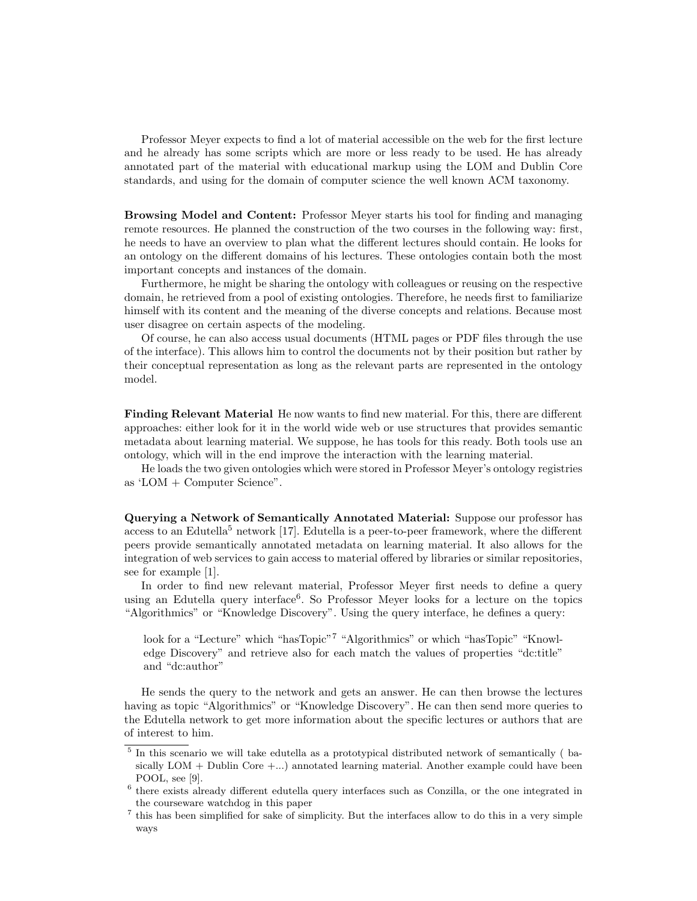Professor Meyer expects to find a lot of material accessible on the web for the first lecture and he already has some scripts which are more or less ready to be used. He has already annotated part of the material with educational markup using the LOM and Dublin Core standards, and using for the domain of computer science the well known ACM taxonomy.

**Browsing Model and Content:** Professor Meyer starts his tool for finding and managing remote resources. He planned the construction of the two courses in the following way: first, he needs to have an overview to plan what the different lectures should contain. He looks for an ontology on the different domains of his lectures. These ontologies contain both the most important concepts and instances of the domain.

Furthermore, he might be sharing the ontology with colleagues or reusing on the respective domain, he retrieved from a pool of existing ontologies. Therefore, he needs first to familiarize himself with its content and the meaning of the diverse concepts and relations. Because most user disagree on certain aspects of the modeling.

Of course, he can also access usual documents (HTML pages or PDF files through the use of the interface). This allows him to control the documents not by their position but rather by their conceptual representation as long as the relevant parts are represented in the ontology model.

**Finding Relevant Material** He now wants to find new material. For this, there are different approaches: either look for it in the world wide web or use structures that provides semantic metadata about learning material. We suppose, he has tools for this ready. Both tools use an ontology, which will in the end improve the interaction with the learning material.

He loads the two given ontologies which were stored in Professor Meyer's ontology registries as 'LOM + Computer Science".

**Querying a Network of Semantically Annotated Material:** Suppose our professor has access to an Edutella[5] network [17]. Edutella is a peer-to-peer framework, where the different peers provide semantically annotated metadata on learning material. It also allows for the integration of web services to gain access to material offered by libraries or similar repositories, see for example [1].

In order to find new relevant material, Professor Meyer first needs to define a query using an Edutella query interface[6]. So Professor Meyer looks for a lecture on the topics "Algorithmics" or "Knowledge Discovery". Using the query interface, he defines a query:

> look for a "Lecture" which "hasTopic"[7] "Algorithmics" or which "hasTopic" "Knowledge Discovery" and retrieve also for each match the values of properties "dc:title" and "dc:author"

He sends the query to the network and gets an answer. He can then browse the lectures having as topic "Algorithmics" or "Knowledge Discovery". He can then send more queries to the Edutella network to get more information about the specific lectures or authors that are of interest to him.

---

[5] In this scenario we will take edutella as a prototypical distributed network of semantically ( basically LOM + Dublin Core +...) annotated learning material. Another example could have been POOL, see [9].

[6] there exists already different edutella query interfaces such as Conzilla, or the one integrated in the courseware watchdog in this paper

[7] this has been simplified for sake of simplicity. But the interfaces allow to do this in a very simple ways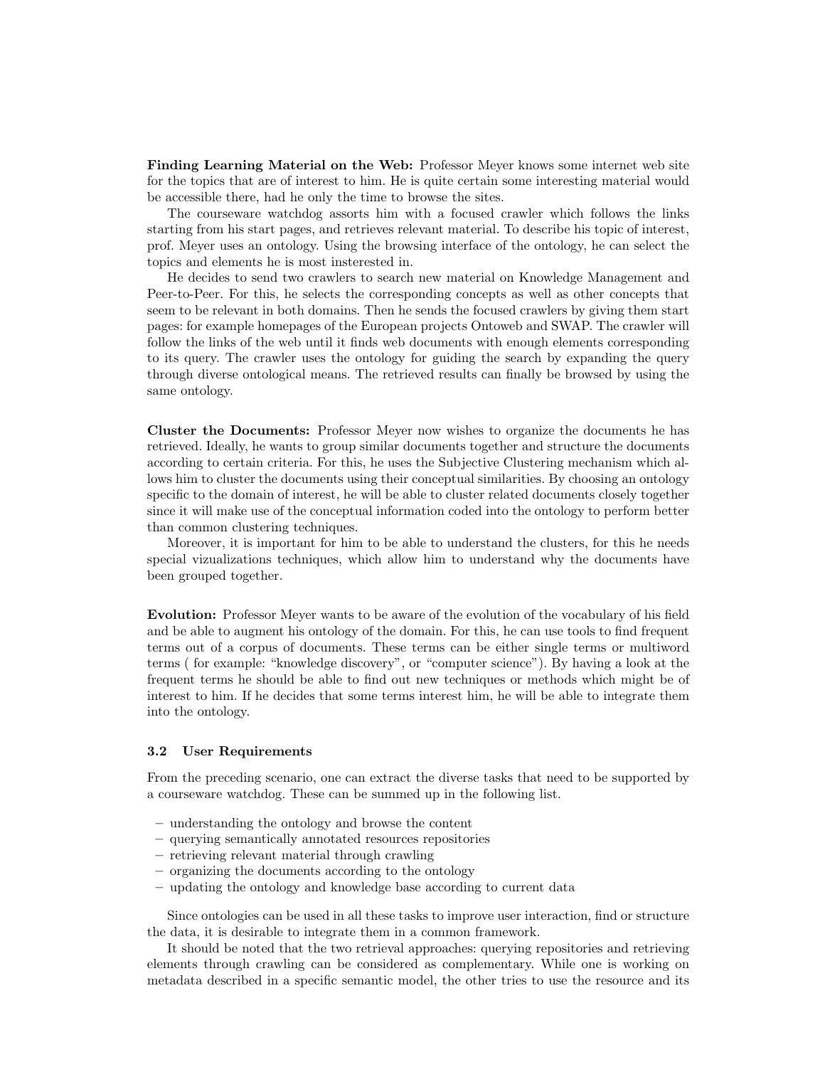**Finding Learning Material on the Web:** Professor Meyer knows some internet web site for the topics that are of interest to him. He is quite certain some interesting material would be accessible there, had he only the time to browse the sites.

The courseware watchdog assorts him with a focused crawler which follows the links starting from his start pages, and retrieves relevant material. To describe his topic of interest, prof. Meyer uses an ontology. Using the browsing interface of the ontology, he can select the topics and elements he is most insterested in.

He decides to send two crawlers to search new material on Knowledge Management and Peer-to-Peer. For this, he selects the corresponding concepts as well as other concepts that seem to be relevant in both domains. Then he sends the focused crawlers by giving them start pages: for example homepages of the European projects Ontoweb and SWAP. The crawler will follow the links of the web until it finds web documents with enough elements corresponding to its query. The crawler uses the ontology for guiding the search by expanding the query through diverse ontological means. The retrieved results can finally be browsed by using the same ontology.

**Cluster the Documents:** Professor Meyer now wishes to organize the documents he has retrieved. Ideally, he wants to group similar documents together and structure the documents according to certain criteria. For this, he uses the Subjective Clustering mechanism which allows him to cluster the documents using their conceptual similarities. By choosing an ontology specific to the domain of interest, he will be able to cluster related documents closely together since it will make use of the conceptual information coded into the ontology to perform better than common clustering techniques.

Moreover, it is important for him to be able to understand the clusters, for this he needs special vizualizations techniques, which allow him to understand why the documents have been grouped together.

**Evolution:** Professor Meyer wants to be aware of the evolution of the vocabulary of his field and be able to augment his ontology of the domain. For this, he can use tools to find frequent terms out of a corpus of documents. These terms can be either single terms or multiword terms ( for example: "knowledge discovery", or "computer science"). By having a look at the frequent terms he should be able to find out new techniques or methods which might be of interest to him. If he decides that some terms interest him, he will be able to integrate them into the ontology.

### 3.2 User Requirements

From the preceding scenario, one can extract the diverse tasks that need to be supported by a courseware watchdog. These can be summed up in the following list.

- understanding the ontology and browse the content
- querying semantically annotated resources repositories
- retrieving relevant material through crawling
- organizing the documents according to the ontology
- updating the ontology and knowledge base according to current data

Since ontologies can be used in all these tasks to improve user interaction, find or structure the data, it is desirable to integrate them in a common framework.

It should be noted that the two retrieval approaches: querying repositories and retrieving elements through crawling can be considered as complementary. While one is working on metadata described in a specific semantic model, the other tries to use the resource and its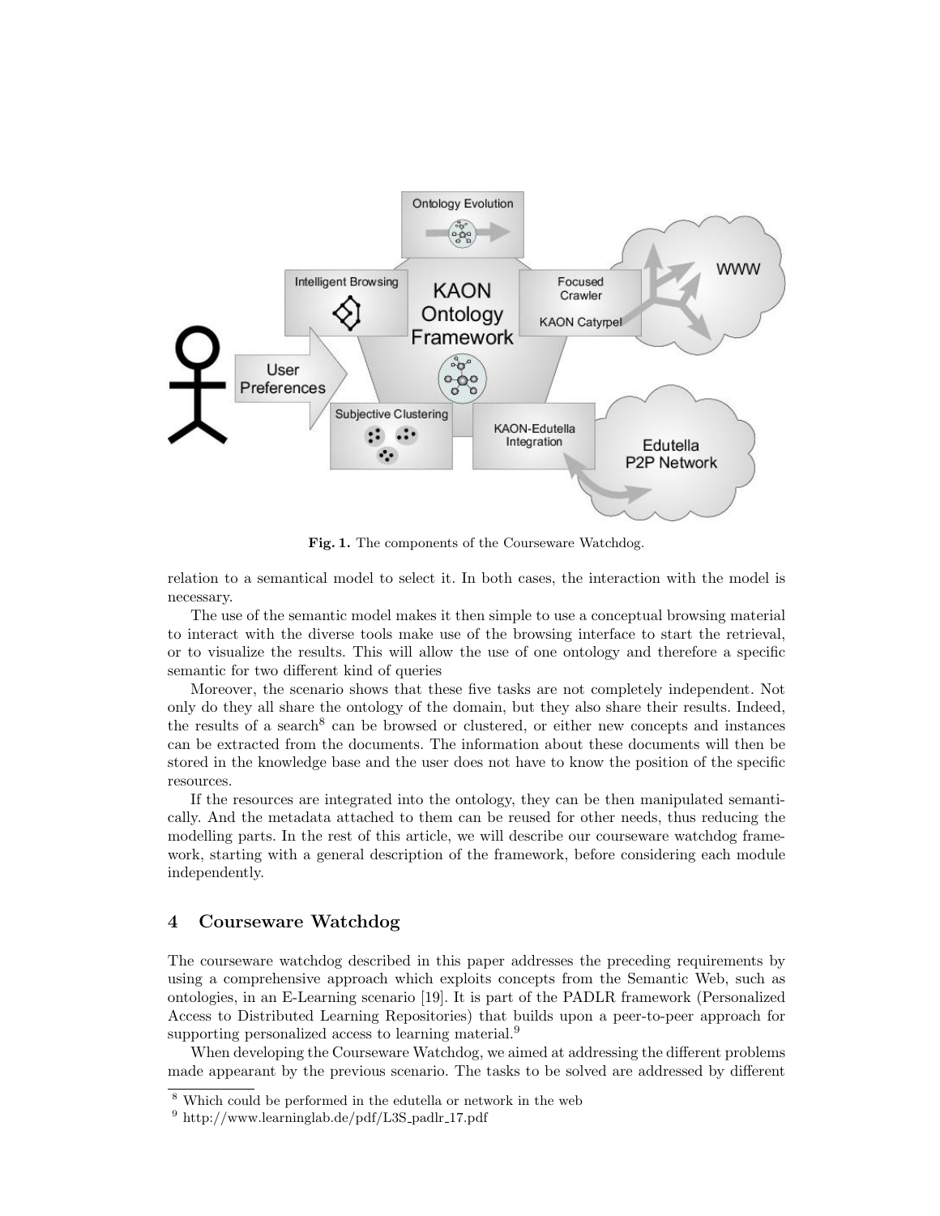Fig. 1. The components of the Courseware Watchdog.

relation to a semantical model to select it. In both cases, the interaction with the model is necessary.

The use of the semantic model makes it then simple to use a conceptual browsing material to interact with the diverse tools make use of the browsing interface to start the retrieval, or to visualize the results. This will allow the use of one ontology and therefore a specific semantic for two different kind of queries

Moreover, the scenario shows that these five tasks are not completely independent. Not only do they all share the ontology of the domain, but they also share their results. Indeed, the results of a search[8] can be browsed or clustered, or either new concepts and instances can be extracted from the documents. The information about these documents will then be stored in the knowledge base and the user does not have to know the position of the specific resources.

If the resources are integrated into the ontology, they can be then manipulated semantically. And the metadata attached to them can be reused for other needs, thus reducing the modelling parts. In the rest of this article, we will describe our courseware watchdog framework, starting with a general description of the framework, before considering each module independently.

## 4 Courseware Watchdog

The courseware watchdog described in this paper addresses the preceding requirements by using a comprehensive approach which exploits concepts from the Semantic Web, such as ontologies, in an E-Learning scenario [19]. It is part of the PADLR framework (Personalized Access to Distributed Learning Repositories) that builds upon a peer-to-peer approach for supporting personalized access to learning material.[9]

When developing the Courseware Watchdog, we aimed at addressing the different problems made appearant by the previous scenario. The tasks to be solved are addressed by different

[8] Which could be performed in the edutella or network in the web

[9] http://www.learninglab.de/pdf/L3S_padlr_17.pdf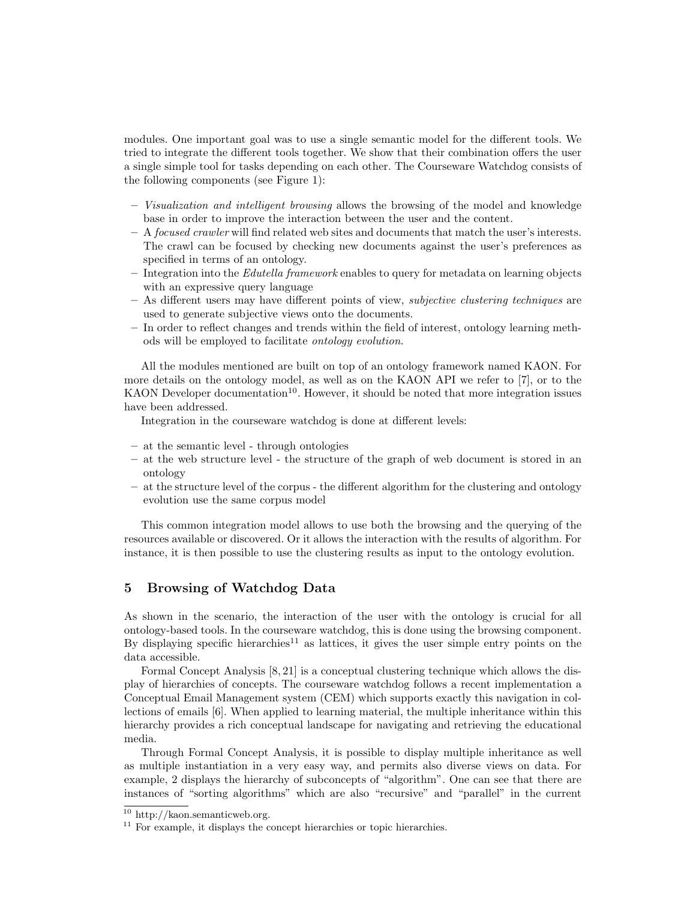modules. One important goal was to use a single semantic model for the different tools. We tried to integrate the different tools together. We show that their combination offers the user a single simple tool for tasks depending on each other. The Courseware Watchdog consists of the following components (see Figure 1):

- *Visualization and intelligent browsing* allows the browsing of the model and knowledge base in order to improve the interaction between the user and the content.
- A *focused crawler* will find related web sites and documents that match the user's interests. The crawl can be focused by checking new documents against the user's preferences as specified in terms of an ontology.
- Integration into the *Edutella framework* enables to query for metadata on learning objects with an expressive query language
- As different users may have different points of view, *subjective clustering techniques* are used to generate subjective views onto the documents.
- In order to reflect changes and trends within the field of interest, ontology learning methods will be employed to facilitate *ontology evolution*.

All the modules mentioned are built on top of an ontology framework named KAON. For more details on the ontology model, as well as on the KAON API we refer to [7], or to the KAON Developer documentation[10]. However, it should be noted that more integration issues have been addressed.

Integration in the courseware watchdog is done at different levels:

- at the semantic level - through ontologies
- at the web structure level - the structure of the graph of web document is stored in an ontology
- at the structure level of the corpus - the different algorithm for the clustering and ontology evolution use the same corpus model

This common integration model allows to use both the browsing and the querying of the resources available or discovered. Or it allows the interaction with the results of algorithm. For instance, it is then possible to use the clustering results as input to the ontology evolution.

## 5 Browsing of Watchdog Data

As shown in the scenario, the interaction of the user with the ontology is crucial for all ontology-based tools. In the courseware watchdog, this is done using the browsing component. By displaying specific hierarchies[11] as lattices, it gives the user simple entry points on the data accessible.

Formal Concept Analysis [8, 21] is a conceptual clustering technique which allows the display of hierarchies of concepts. The courseware watchdog follows a recent implementation a Conceptual Email Management system (CEM) which supports exactly this navigation in collections of emails [6]. When applied to learning material, the multiple inheritance within this hierarchy provides a rich conceptual landscape for navigating and retrieving the educational media.

Through Formal Concept Analysis, it is possible to display multiple inheritance as well as multiple instantiation in a very easy way, and permits also diverse views on data. For example, 2 displays the hierarchy of subconcepts of "algorithm". One can see that there are instances of "sorting algorithms" which are also "recursive" and "parallel" in the current

[10] http://kaon.semanticweb.org.

[11] For example, it displays the concept hierarchies or topic hierarchies.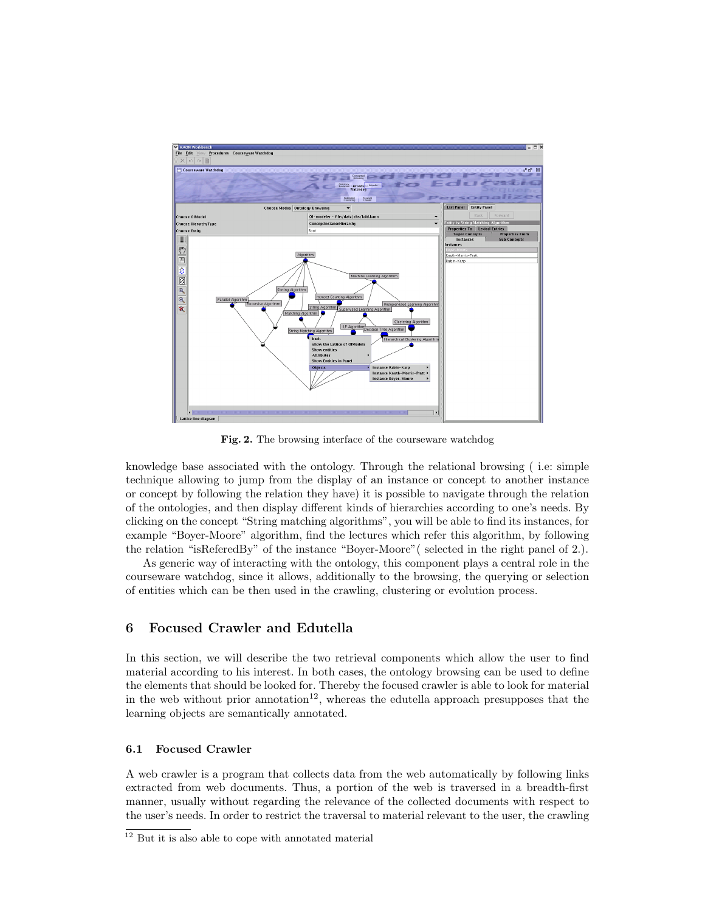**Fig. 2.** The browsing interface of the courseware watchdog

knowledge base associated with the ontology. Through the relational browsing ( i.e: simple technique allowing to jump from the display of an instance or concept to another instance or concept by following the relation they have) it is possible to navigate through the relation of the ontologies, and then display different kinds of hierarchies according to one's needs. By clicking on the concept "String matching algorithms", you will be able to find its instances, for example "Boyer-Moore" algorithm, find the lectures which refer this algorithm, by following the relation "isReferedBy" of the instance "Boyer-Moore"( selected in the right panel of 2.).

As generic way of interacting with the ontology, this component plays a central role in the courseware watchdog, since it allows, additionally to the browsing, the querying or selection of entities which can be then used in the crawling, clustering or evolution process.

## 6 Focused Crawler and Edutella

In this section, we will describe the two retrieval components which allow the user to find material according to his interest. In both cases, the ontology browsing can be used to define the elements that should be looked for. Thereby the focused crawler is able to look for material in the web without prior annotation[12], whereas the edutella approach presupposes that the learning objects are semantically annotated.

### 6.1 Focused Crawler

A web crawler is a program that collects data from the web automatically by following links extracted from web documents. Thus, a portion of the web is traversed in a breadth-first manner, usually without regarding the relevance of the collected documents with respect to the user's needs. In order to restrict the traversal to material relevant to the user, the crawling

[12] But it is also able to cope with annotated material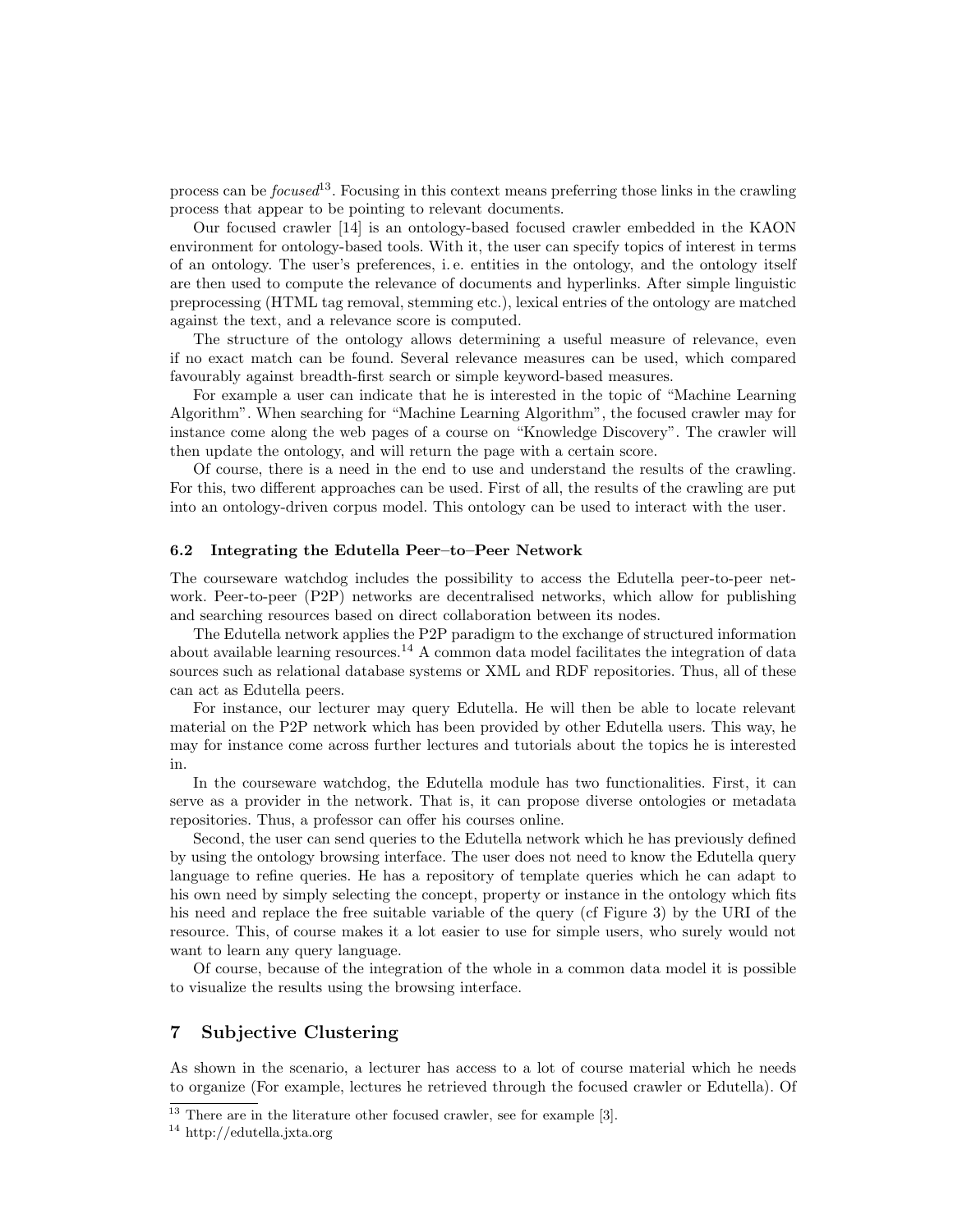process can be *focused*[13]. Focusing in this context means preferring those links in the crawling process that appear to be pointing to relevant documents.

Our focused crawler [14] is an ontology-based focused crawler embedded in the KAON environment for ontology-based tools. With it, the user can specify topics of interest in terms of an ontology. The user's preferences, i. e. entities in the ontology, and the ontology itself are then used to compute the relevance of documents and hyperlinks. After simple linguistic preprocessing (HTML tag removal, stemming etc.), lexical entries of the ontology are matched against the text, and a relevance score is computed.

The structure of the ontology allows determining a useful measure of relevance, even if no exact match can be found. Several relevance measures can be used, which compared favourably against breadth-first search or simple keyword-based measures.

For example a user can indicate that he is interested in the topic of "Machine Learning Algorithm". When searching for "Machine Learning Algorithm", the focused crawler may for instance come along the web pages of a course on "Knowledge Discovery". The crawler will then update the ontology, and will return the page with a certain score.

Of course, there is a need in the end to use and understand the results of the crawling. For this, two different approaches can be used. First of all, the results of the crawling are put into an ontology-driven corpus model. This ontology can be used to interact with the user.

### 6.2 Integrating the Edutella Peer–to–Peer Network

The courseware watchdog includes the possibility to access the Edutella peer-to-peer network. Peer-to-peer (P2P) networks are decentralised networks, which allow for publishing and searching resources based on direct collaboration between its nodes.

The Edutella network applies the P2P paradigm to the exchange of structured information about available learning resources.[14] A common data model facilitates the integration of data sources such as relational database systems or XML and RDF repositories. Thus, all of these can act as Edutella peers.

For instance, our lecturer may query Edutella. He will then be able to locate relevant material on the P2P network which has been provided by other Edutella users. This way, he may for instance come across further lectures and tutorials about the topics he is interested in.

In the courseware watchdog, the Edutella module has two functionalities. First, it can serve as a provider in the network. That is, it can propose diverse ontologies or metadata repositories. Thus, a professor can offer his courses online.

Second, the user can send queries to the Edutella network which he has previously defined by using the ontology browsing interface. The user does not need to know the Edutella query language to refine queries. He has a repository of template queries which he can adapt to his own need by simply selecting the concept, property or instance in the ontology which fits his need and replace the free suitable variable of the query (cf Figure 3) by the URI of the resource. This, of course makes it a lot easier to use for simple users, who surely would not want to learn any query language.

Of course, because of the integration of the whole in a common data model it is possible to visualize the results using the browsing interface.

## 7 Subjective Clustering

As shown in the scenario, a lecturer has access to a lot of course material which he needs to organize (For example, lectures he retrieved through the focused crawler or Edutella). Of

[13] There are in the literature other focused crawler, see for example [3].

[14] http://edutella.jxta.org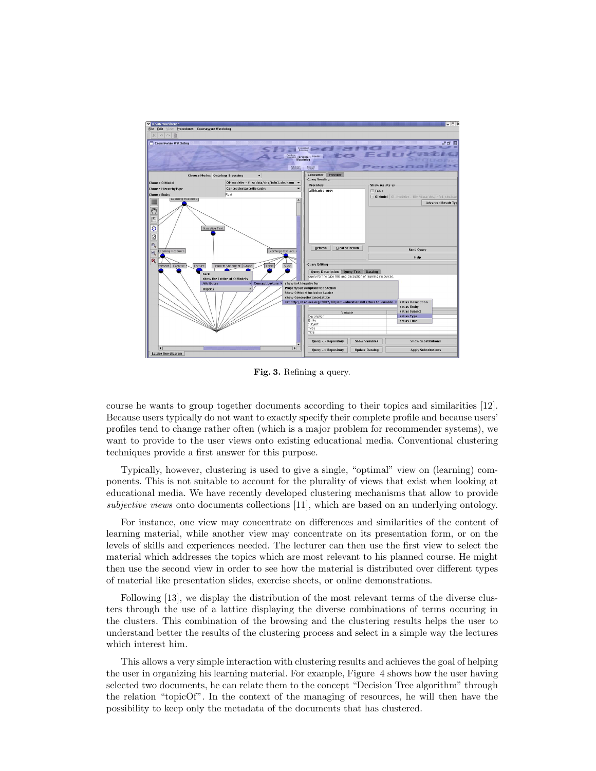**Fig. 3.** Refining a query.

course he wants to group together documents according to their topics and similarities [12]. Because users typically do not want to exactly specify their complete profile and because users' profiles tend to change rather often (which is a major problem for recommender systems), we want to provide to the user views onto existing educational media. Conventional clustering techniques provide a first answer for this purpose.

Typically, however, clustering is used to give a single, "optimal" view on (learning) components. This is not suitable to account for the plurality of views that exist when looking at educational media. We have recently developed clustering mechanisms that allow to provide *subjective views* onto documents collections [11], which are based on an underlying ontology.

For instance, one view may concentrate on differences and similarities of the content of learning material, while another view may concentrate on its presentation form, or on the levels of skills and experiences needed. The lecturer can then use the first view to select the material which addresses the topics which are most relevant to his planned course. He might then use the second view in order to see how the material is distributed over different types of material like presentation slides, exercise sheets, or online demonstrations.

Following [13], we display the distribution of the most relevant terms of the diverse clusters through the use of a lattice displaying the diverse combinations of terms occuring in the clusters. This combination of the browsing and the clustering results helps the user to understand better the results of the clustering process and select in a simple way the lectures which interest him.

This allows a very simple interaction with clustering results and achieves the goal of helping the user in organizing his learning material. For example, Figure 4 shows how the user having selected two documents, he can relate them to the concept "Decision Tree algorithm" through the relation "topicOf". In the context of the managing of resources, he will then have the possibility to keep only the metadata of the documents that has clustered.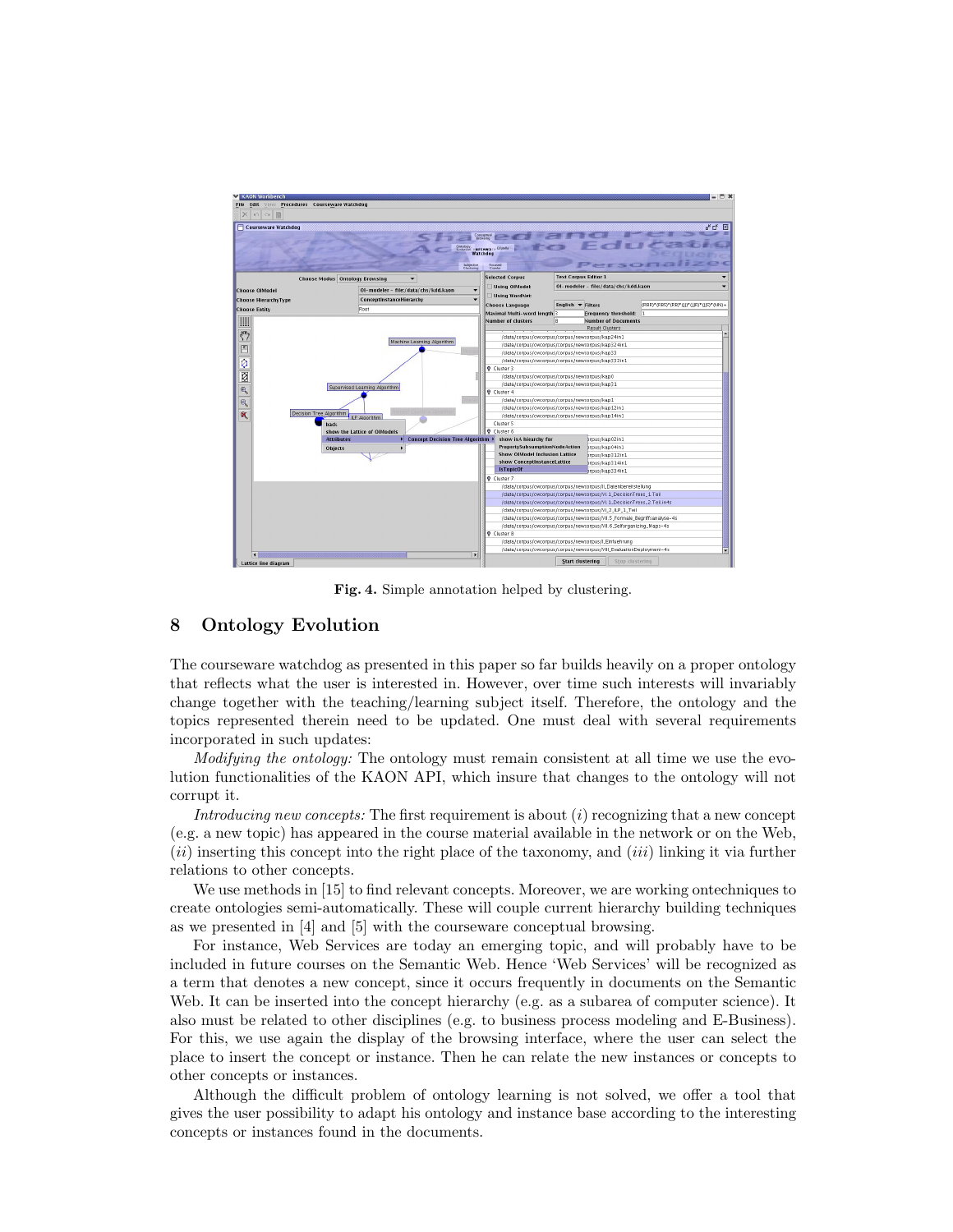**Fig. 4.** Simple annotation helped by clustering.

## 8 Ontology Evolution

The courseware watchdog as presented in this paper so far builds heavily on a proper ontology that reflects what the user is interested in. However, over time such interests will invariably change together with the teaching/learning subject itself. Therefore, the ontology and the topics represented therein need to be updated. One must deal with several requirements incorporated in such updates:

*Modifying the ontology:* The ontology must remain consistent at all time we use the evolution functionalities of the KAON API, which insure that changes to the ontology will not corrupt it.

*Introducing new concepts:* The first requirement is about (*i*) recognizing that a new concept (e.g. a new topic) has appeared in the course material available in the network or on the Web, (*ii*) inserting this concept into the right place of the taxonomy, and (*iii*) linking it via further relations to other concepts.

We use methods in [15] to find relevant concepts. Moreover, we are working ontechniques to create ontologies semi-automatically. These will couple current hierarchy building techniques as we presented in [4] and [5] with the courseware conceptual browsing.

For instance, Web Services are today an emerging topic, and will probably have to be included in future courses on the Semantic Web. Hence 'Web Services' will be recognized as a term that denotes a new concept, since it occurs frequently in documents on the Semantic Web. It can be inserted into the concept hierarchy (e.g. as a subarea of computer science). It also must be related to other disciplines (e.g. to business process modeling and E-Business). For this, we use again the display of the browsing interface, where the user can select the place to insert the concept or instance. Then he can relate the new instances or concepts to other concepts or instances.

Although the difficult problem of ontology learning is not solved, we offer a tool that gives the user possibility to adapt his ontology and instance base according to the interesting concepts or instances found in the documents.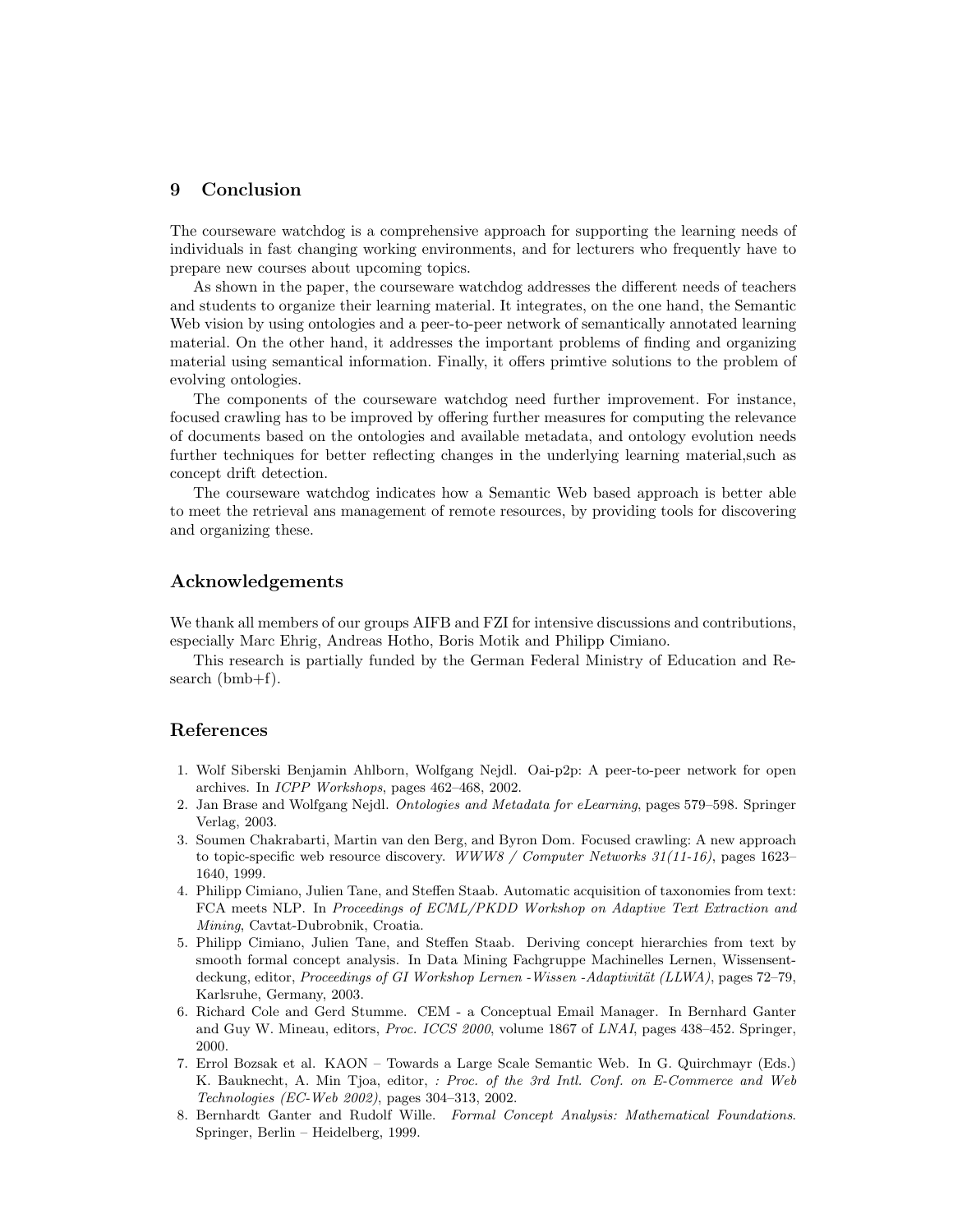## 9 Conclusion

The courseware watchdog is a comprehensive approach for supporting the learning needs of individuals in fast changing working environments, and for lecturers who frequently have to prepare new courses about upcoming topics.

As shown in the paper, the courseware watchdog addresses the different needs of teachers and students to organize their learning material. It integrates, on the one hand, the Semantic Web vision by using ontologies and a peer-to-peer network of semantically annotated learning material. On the other hand, it addresses the important problems of finding and organizing material using semantical information. Finally, it offers primtive solutions to the problem of evolving ontologies.

The components of the courseware watchdog need further improvement. For instance, focused crawling has to be improved by offering further measures for computing the relevance of documents based on the ontologies and available metadata, and ontology evolution needs further techniques for better reflecting changes in the underlying learning material,such as concept drift detection.

The courseware watchdog indicates how a Semantic Web based approach is better able to meet the retrieval ans management of remote resources, by providing tools for discovering and organizing these.

## Acknowledgements

We thank all members of our groups AIFB and FZI for intensive discussions and contributions, especially Marc Ehrig, Andreas Hotho, Boris Motik and Philipp Cimiano.

This research is partially funded by the German Federal Ministry of Education and Research (bmb+f).

## References

1. Wolf Siberski Benjamin Ahlborn, Wolfgang Nejdl. Oai-p2p: A peer-to-peer network for open archives. In *ICPP Workshops*, pages 462–468, 2002.
2. Jan Brase and Wolfgang Nejdl. *Ontologies and Metadata for eLearning*, pages 579–598. Springer Verlag, 2003.
3. Soumen Chakrabarti, Martin van den Berg, and Byron Dom. Focused crawling: A new approach to topic-specific web resource discovery. *WWW8 / Computer Networks 31(11-16)*, pages 1623–1640, 1999.
4. Philipp Cimiano, Julien Tane, and Steffen Staab. Automatic acquisition of taxonomies from text: FCA meets NLP. In *Proceedings of ECML/PKDD Workshop on Adaptive Text Extraction and Mining*, Cavtat-Dubrobnik, Croatia.
5. Philipp Cimiano, Julien Tane, and Steffen Staab. Deriving concept hierarchies from text by smooth formal concept analysis. In Data Mining Fachgruppe Machinelles Lernen, Wissensentdeckung, editor, *Proceedings of GI Workshop Lernen -Wissen -Adaptivität (LLWA)*, pages 72–79, Karlsruhe, Germany, 2003.
6. Richard Cole and Gerd Stumme. CEM - a Conceptual Email Manager. In Bernhard Ganter and Guy W. Mineau, editors, *Proc. ICCS 2000*, volume 1867 of *LNAI*, pages 438–452. Springer, 2000.
7. Errol Bozsak et al. KAON – Towards a Large Scale Semantic Web. In G. Quirchmayr (Eds.) K. Bauknecht, A. Min Tjoa, editor, *: Proc. of the 3rd Intl. Conf. on E-Commerce and Web Technologies (EC-Web 2002)*, pages 304–313, 2002.
8. Bernhardt Ganter and Rudolf Wille. *Formal Concept Analysis: Mathematical Foundations*. Springer, Berlin – Heidelberg, 1999.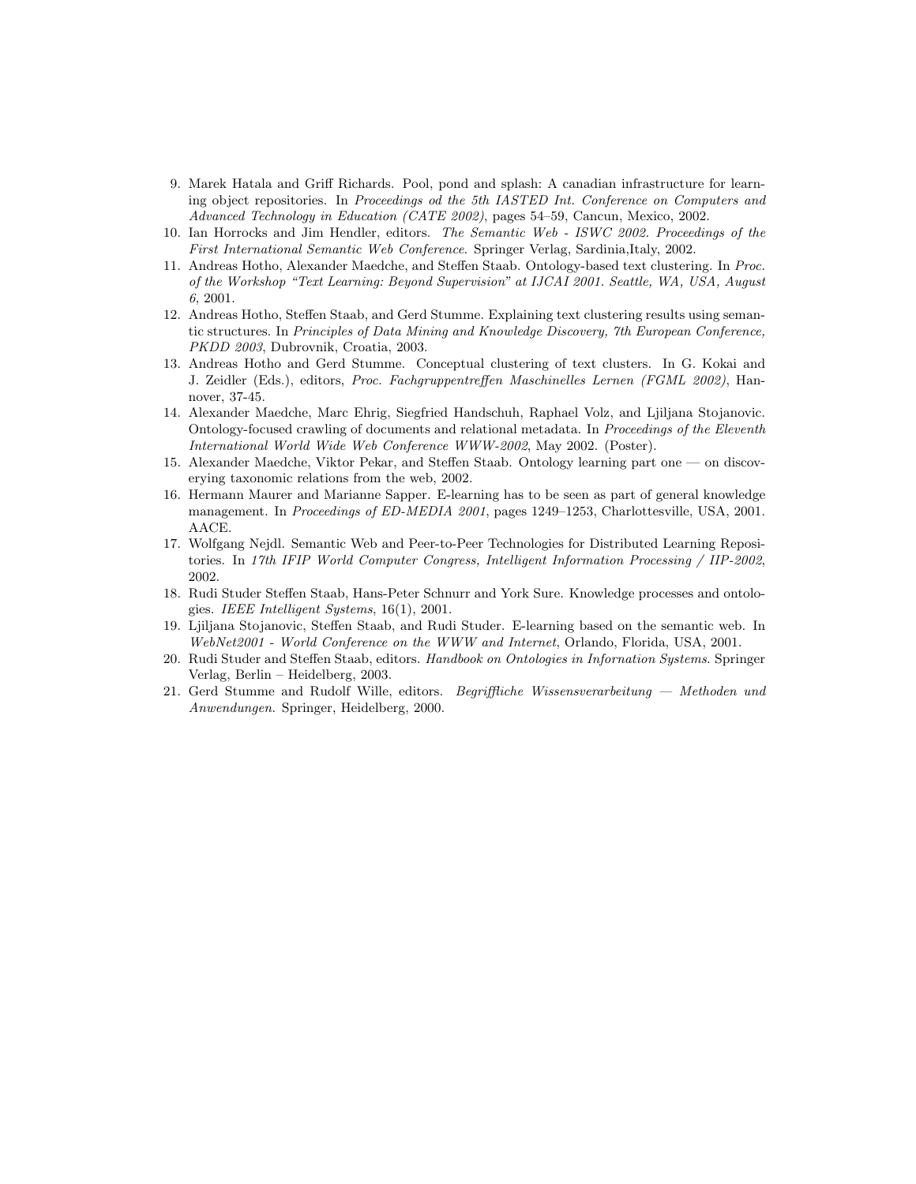9. Marek Hatala and Griff Richards. Pool, pond and splash: A canadian infrastructure for learning object repositories. In *Proceedings od the 5th IASTED Int. Conference on Computers and Advanced Technology in Education (CATE 2002)*, pages 54–59, Cancun, Mexico, 2002.
10. Ian Horrocks and Jim Hendler, editors. *The Semantic Web - ISWC 2002. Proceedings of the First International Semantic Web Conference*. Springer Verlag, Sardinia,Italy, 2002.
11. Andreas Hotho, Alexander Maedche, and Steffen Staab. Ontology-based text clustering. In *Proc. of the Workshop "Text Learning: Beyond Supervision" at IJCAI 2001. Seattle, WA, USA, August 6*, 2001.
12. Andreas Hotho, Steffen Staab, and Gerd Stumme. Explaining text clustering results using semantic structures. In *Principles of Data Mining and Knowledge Discovery, 7th European Conference, PKDD 2003*, Dubrovnik, Croatia, 2003.
13. Andreas Hotho and Gerd Stumme. Conceptual clustering of text clusters. In G. Kokai and J. Zeidler (Eds.), editors, *Proc. Fachgruppentreffen Maschinelles Lernen (FGML 2002)*, Hannover, 37-45.
14. Alexander Maedche, Marc Ehrig, Siegfried Handschuh, Raphael Volz, and Ljiljana Stojanovic. Ontology-focused crawling of documents and relational metadata. In *Proceedings of the Eleventh International World Wide Web Conference WWW-2002*, May 2002. (Poster).
15. Alexander Maedche, Viktor Pekar, and Steffen Staab. Ontology learning part one — on discoverying taxonomic relations from the web, 2002.
16. Hermann Maurer and Marianne Sapper. E-learning has to be seen as part of general knowledge management. In *Proceedings of ED-MEDIA 2001*, pages 1249–1253, Charlottesville, USA, 2001. AACE.
17. Wolfgang Nejdl. Semantic Web and Peer-to-Peer Technologies for Distributed Learning Repositories. In *17th IFIP World Computer Congress, Intelligent Information Processing / IIP-2002*, 2002.
18. Rudi Studer Steffen Staab, Hans-Peter Schnurr and York Sure. Knowledge processes and ontologies. *IEEE Intelligent Systems*, 16(1), 2001.
19. Ljiljana Stojanovic, Steffen Staab, and Rudi Studer. E-learning based on the semantic web. In *WebNet2001 - World Conference on the WWW and Internet*, Orlando, Florida, USA, 2001.
20. Rudi Studer and Steffen Staab, editors. *Handbook on Ontologies in Infornation Systems*. Springer Verlag, Berlin – Heidelberg, 2003.
21. Gerd Stumme and Rudolf Wille, editors. *Begriffliche Wissensverarbeitung — Methoden und Anwendungen*. Springer, Heidelberg, 2000.